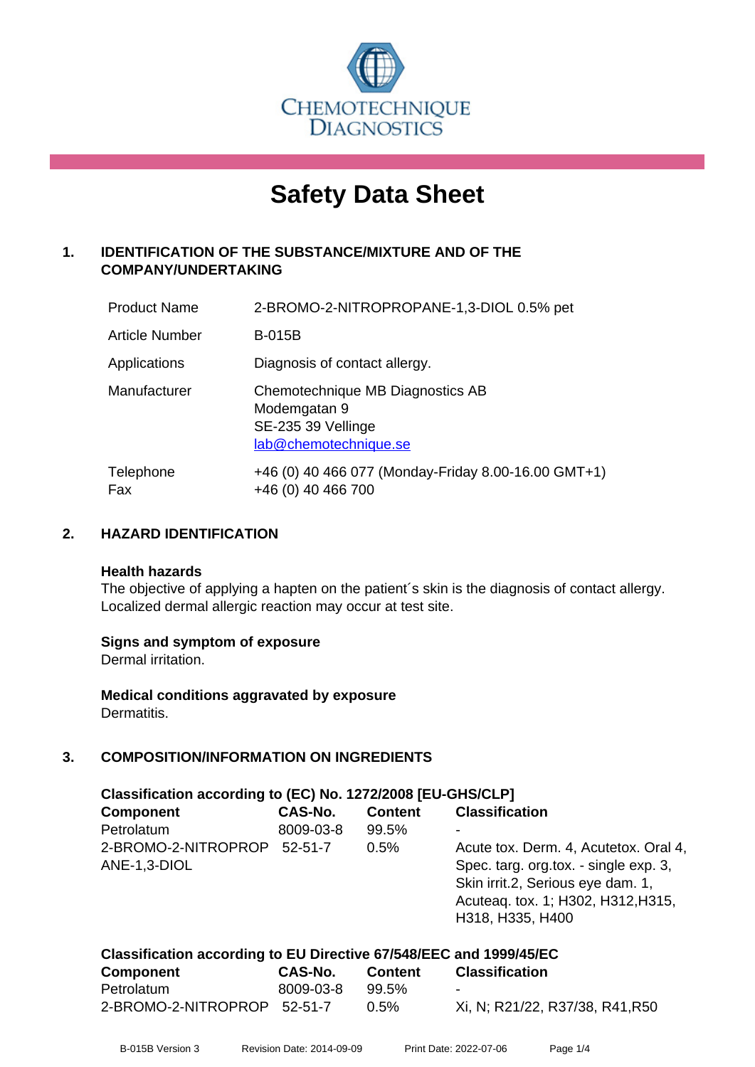CHEMOTECHNIQUE DIAGNOSTICS

# Safety Data Sheet

## 1. IDENTIFICATION OF THE SUBSTANCE/MIXTURE AND OF THE COMPANY/UNDERTAKING

| | |
|---|---|
| Product Name | 2-BROMO-2-NITROPROPANE-1,3-DIOL 0.5% pet |
| Article Number | B-015B |
| Applications | Diagnosis of contact allergy. |
| Manufacturer | Chemotechnique MB Diagnostics AB<br>Modemgatan 9<br>SE-235 39 Vellinge<br>lab@chemotechnique.se |
| Telephone<br>Fax | +46 (0) 40 466 077 (Monday-Friday 8.00-16.00 GMT+1)<br>+46 (0) 40 466 700 |

## 2. HAZARD IDENTIFICATION

**Health hazards**

The objective of applying a hapten on the patient´s skin is the diagnosis of contact allergy. Localized dermal allergic reaction may occur at test site.

**Signs and symptom of exposure**

Dermal irritation.

**Medical conditions aggravated by exposure**

Dermatitis.

## 3. COMPOSITION/INFORMATION ON INGREDIENTS

**Classification according to (EC) No. 1272/2008 [EU-GHS/CLP]**

| Component | CAS-No. | Content | Classification |
|---|---|---|---|
| Petrolatum | 8009-03-8 | 99.5% | - |
| 2-BROMO-2-NITROPROPANE-1,3-DIOL | 52-51-7 | 0.5% | Acute tox. Derm. 4, Acutetox. Oral 4, Spec. targ. org.tox. - single exp. 3, Skin irrit.2, Serious eye dam. 1, Acuteaq. tox. 1; H302, H312,H315, H318, H335, H400 |

**Classification according to EU Directive 67/548/EEC and 1999/45/EC**

| Component | CAS-No. | Content | Classification |
|---|---|---|---|
| Petrolatum | 8009-03-8 | 99.5% | - |
| 2-BROMO-2-NITROPROP | 52-51-7 | 0.5% | Xi, N; R21/22, R37/38, R41,R50 |

B-015B Version 3 Revision Date: 2014-09-09 Print Date: 2022-07-06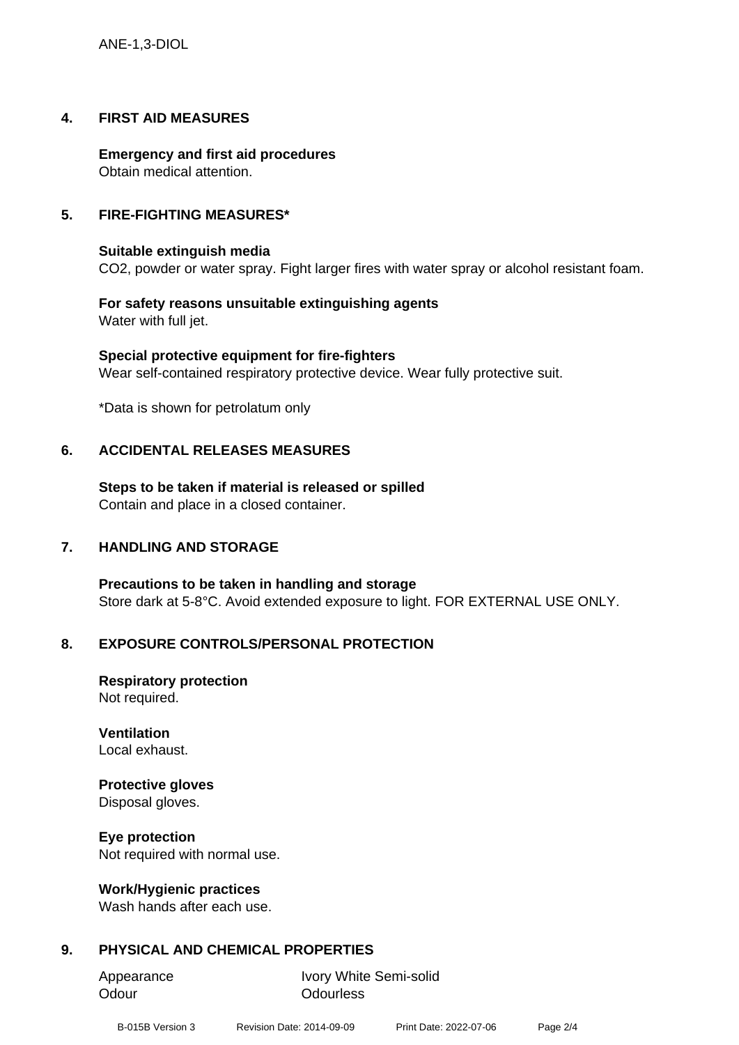## 4. FIRST AID MEASURES

**Emergency and first aid procedures**
Obtain medical attention.

## 5. FIRE-FIGHTING MEASURES*

**Suitable extinguish media**
CO2, powder or water spray. Fight larger fires with water spray or alcohol resistant foam.

**For safety reasons unsuitable extinguishing agents**
Water with full jet.

**Special protective equipment for fire-fighters**
Wear self-contained respiratory protective device. Wear fully protective suit.

*Data is shown for petrolatum only

## 6. ACCIDENTAL RELEASES MEASURES

**Steps to be taken if material is released or spilled**
Contain and place in a closed container.

## 7. HANDLING AND STORAGE

**Precautions to be taken in handling and storage**
Store dark at 5-8°C. Avoid extended exposure to light. FOR EXTERNAL USE ONLY.

## 8. EXPOSURE CONTROLS/PERSONAL PROTECTION

**Respiratory protection**
Not required.

**Ventilation**
Local exhaust.

**Protective gloves**
Disposal gloves.

**Eye protection**
Not required with normal use.

**Work/Hygienic practices**
Wash hands after each use.

## 9. PHYSICAL AND CHEMICAL PROPERTIES

| | |
|---|---|
| Appearance | Ivory White Semi-solid |
| Odour | Odourless |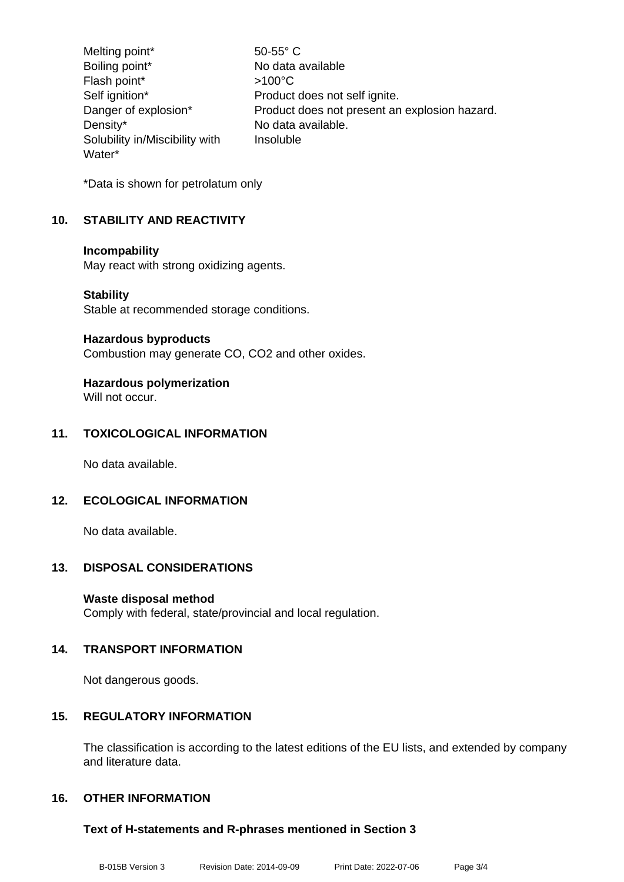| | |
|---|---|
| Melting point* | 50-55° C |
| Boiling point* | No data available |
| Flash point* | >100°C |
| Self ignition* | Product does not self ignite. |
| Danger of explosion* | Product does not present an explosion hazard. |
| Density* | No data available. |
| Solubility in/Miscibility with Water* | Insoluble |

*Data is shown for petrolatum only

## 10. STABILITY AND REACTIVITY

**Incompability**
May react with strong oxidizing agents.

**Stability**
Stable at recommended storage conditions.

**Hazardous byproducts**
Combustion may generate CO, $CO_2$ and other oxides.

**Hazardous polymerization**
Will not occur.

## 11. TOXICOLOGICAL INFORMATION

No data available.

## 12. ECOLOGICAL INFORMATION

No data available.

## 13. DISPOSAL CONSIDERATIONS

**Waste disposal method**
Comply with federal, state/provincial and local regulation.

## 14. TRANSPORT INFORMATION

Not dangerous goods.

## 15. REGULATORY INFORMATION

The classification is according to the latest editions of the EU lists, and extended by company and literature data.

## 16. OTHER INFORMATION

**Text of H-statements and R-phrases mentioned in Section 3**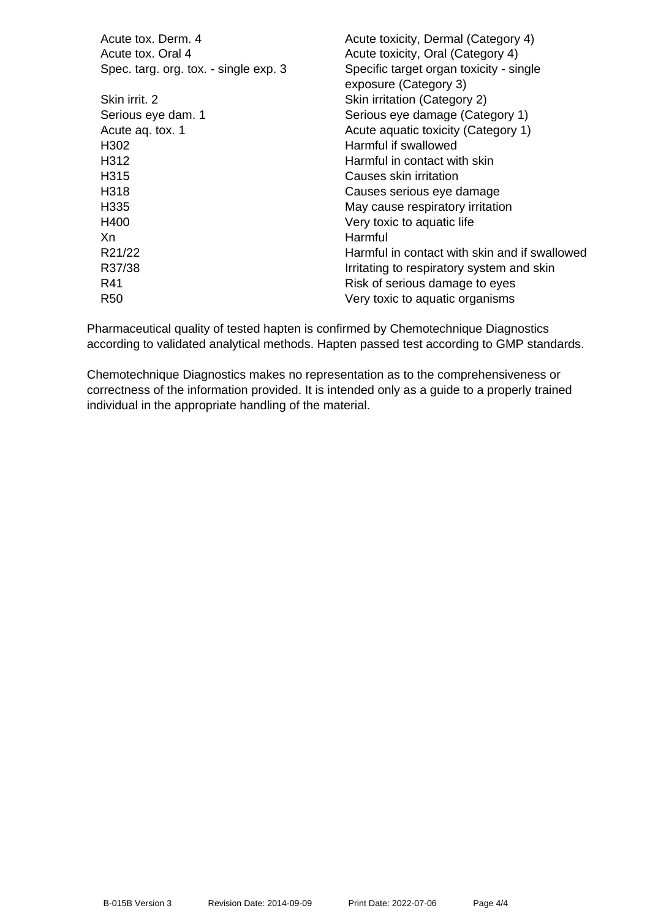| | |
|---|---|
| Acute tox. Derm. 4 | Acute toxicity, Dermal (Category 4) |
| Acute tox. Oral 4 | Acute toxicity, Oral (Category 4) |
| Spec. targ. org. tox. - single exp. 3 | Specific target organ toxicity - single exposure (Category 3) |
| Skin irrit. 2 | Skin irritation (Category 2) |
| Serious eye dam. 1 | Serious eye damage (Category 1) |
| Acute aq. tox. 1 | Acute aquatic toxicity (Category 1) |
| H302 | Harmful if swallowed |
| H312 | Harmful in contact with skin |
| H315 | Causes skin irritation |
| H318 | Causes serious eye damage |
| H335 | May cause respiratory irritation |
| H400 | Very toxic to aquatic life |
| Xn | Harmful |
| R21/22 | Harmful in contact with skin and if swallowed |
| R37/38 | Irritating to respiratory system and skin |
| R41 | Risk of serious damage to eyes |
| R50 | Very toxic to aquatic organisms |

Pharmaceutical quality of tested hapten is confirmed by Chemotechnique Diagnostics according to validated analytical methods. Hapten passed test according to GMP standards.

Chemotechnique Diagnostics makes no representation as to the comprehensiveness or correctness of the information provided. It is intended only as a guide to a properly trained individual in the appropriate handling of the material.